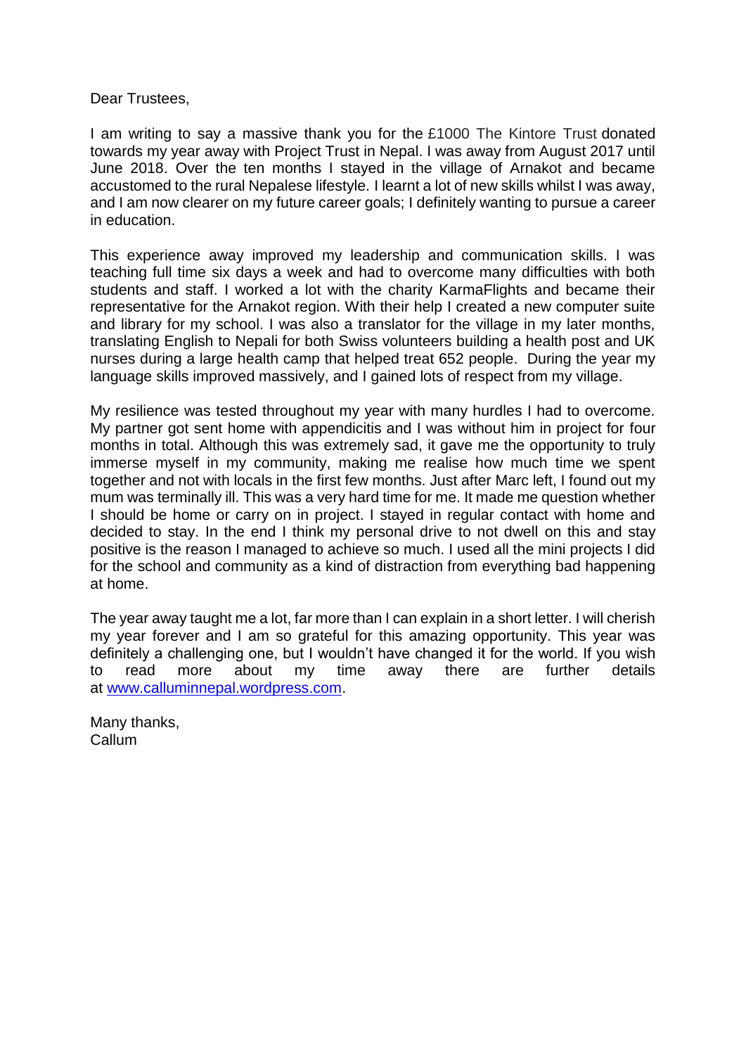Dear Trustees,

I am writing to say a massive thank you for the £1000 The Kintore Trust donated towards my year away with Project Trust in Nepal. I was away from August 2017 until June 2018. Over the ten months I stayed in the village of Arnakot and became accustomed to the rural Nepalese lifestyle. I learnt a lot of new skills whilst I was away, and I am now clearer on my future career goals; I definitely wanting to pursue a career in education.

This experience away improved my leadership and communication skills. I was teaching full time six days a week and had to overcome many difficulties with both students and staff. I worked a lot with the charity KarmaFlights and became their representative for the Arnakot region. With their help I created a new computer suite and library for my school. I was also a translator for the village in my later months, translating English to Nepali for both Swiss volunteers building a health post and UK nurses during a large health camp that helped treat 652 people. During the year my language skills improved massively, and I gained lots of respect from my village.

My resilience was tested throughout my year with many hurdles I had to overcome. My partner got sent home with appendicitis and I was without him in project for four months in total. Although this was extremely sad, it gave me the opportunity to truly immerse myself in my community, making me realise how much time we spent together and not with locals in the first few months. Just after Marc left, I found out my mum was terminally ill. This was a very hard time for me. It made me question whether I should be home or carry on in project. I stayed in regular contact with home and decided to stay. In the end I think my personal drive to not dwell on this and stay positive is the reason I managed to achieve so much. I used all the mini projects I did for the school and community as a kind of distraction from everything bad happening at home.

The year away taught me a lot, far more than I can explain in a short letter. I will cherish my year forever and I am so grateful for this amazing opportunity. This year was definitely a challenging one, but I wouldn't have changed it for the world. If you wish to read more about my time away there are further details at [www.calluminnepal.wordpress.com](http://www.calluminnepal.wordpress.com).

Many thanks,
Callum